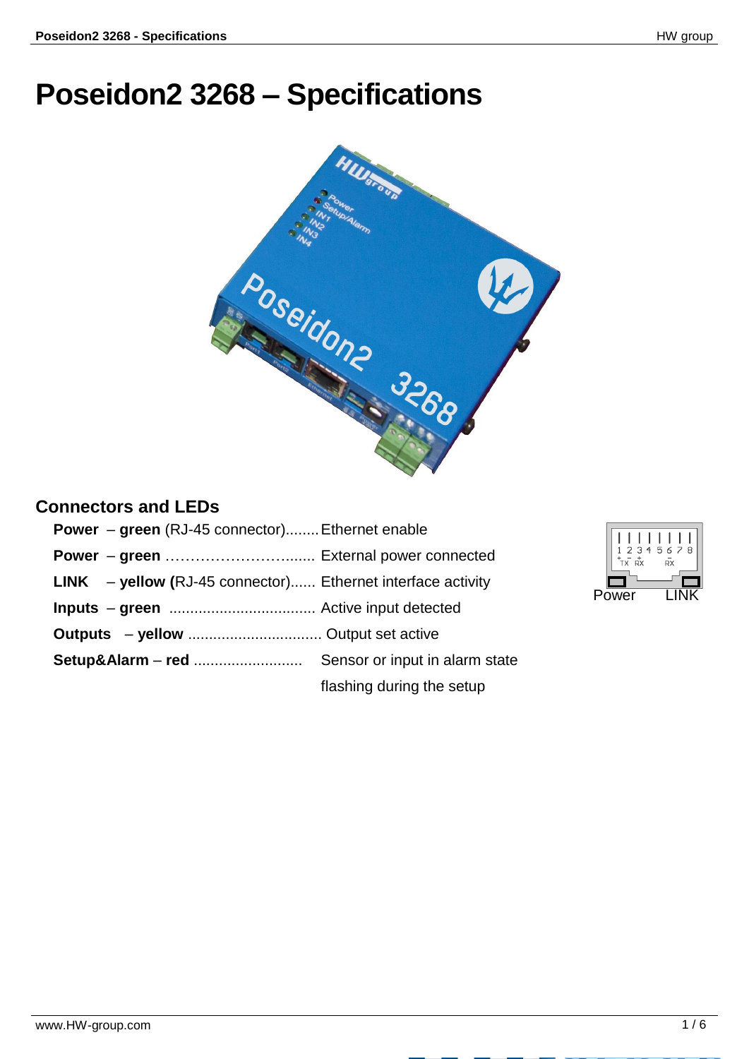# Poseidon2 3268 – Specifications

## Connectors and LEDs

**Power** – **green** (RJ-45 connector)........ Ethernet enable

**Power** – **green** …………………….…....... External power connected

**LINK** – **yellow (**RJ-45 connector)...... Ethernet interface activity

**Inputs** – **green** .................................. Active input detected

**Outputs** – **yellow** ................................ Output set active

**Setup&Alarm** – **red** .......................... Sensor or input in alarm state flashing during the setup

1 2 3 4 5 6 7 8
TX RX RX
Power LINK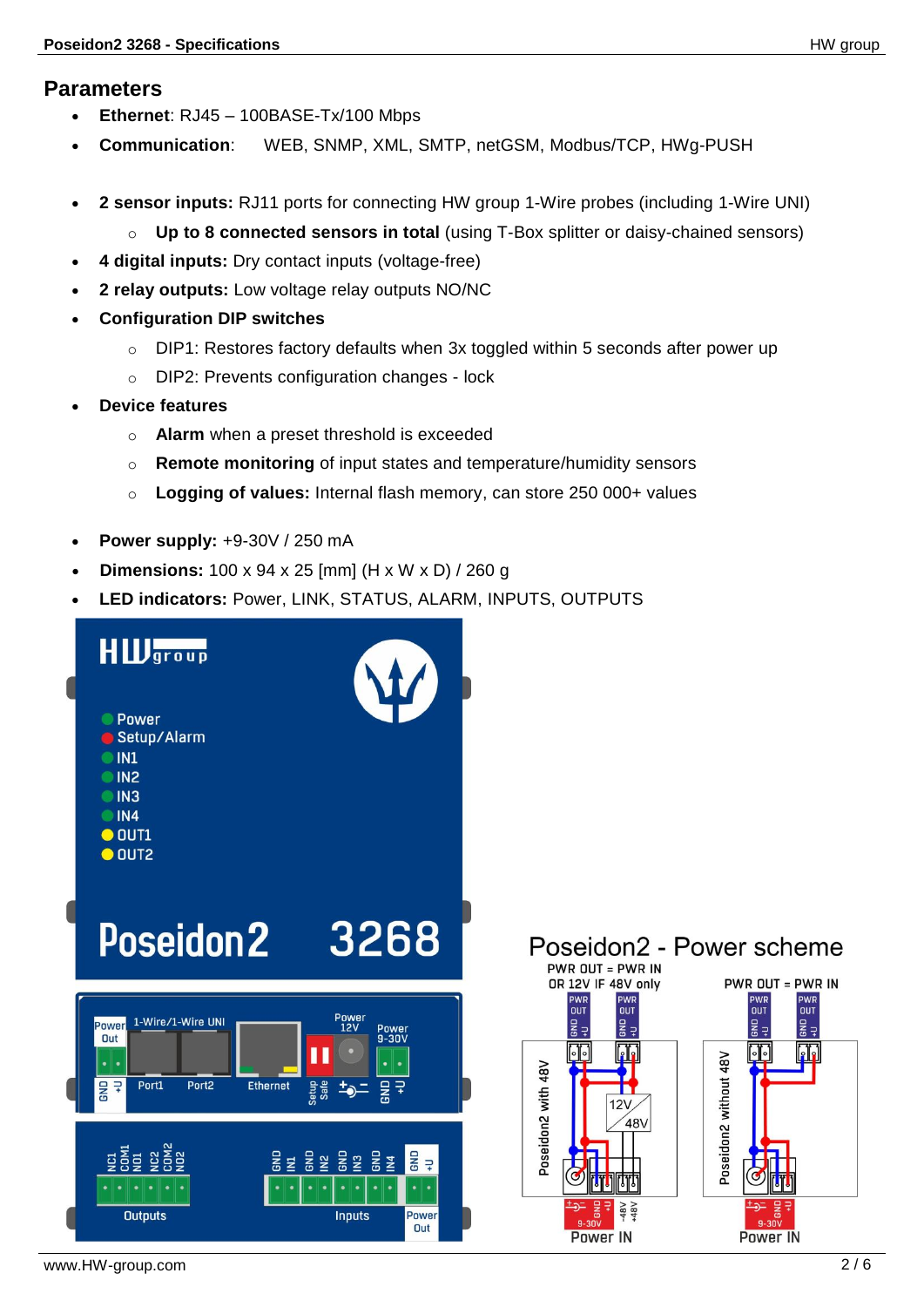## Parameters

- **Ethernet**: RJ45 – 100BASE-Tx/100 Mbps
- **Communication**: WEB, SNMP, XML, SMTP, netGSM, Modbus/TCP, HWg-PUSH

- **2 sensor inputs:** RJ11 ports for connecting HW group 1-Wire probes (including 1-Wire UNI)
  - **Up to 8 connected sensors in total** (using T-Box splitter or daisy-chained sensors)
- **4 digital inputs:** Dry contact inputs (voltage-free)
- **2 relay outputs:** Low voltage relay outputs NO/NC
- **Configuration DIP switches**
  - DIP1: Restores factory defaults when 3x toggled within 5 seconds after power up
  - DIP2: Prevents configuration changes - lock
- **Device features**
  - **Alarm** when a preset threshold is exceeded
  - **Remote monitoring** of input states and temperature/humidity sensors
  - **Logging of values:** Internal flash memory, can store 250 000+ values

- **Power supply:** +9-30V / 250 mA
- **Dimensions:** 100 x 94 x 25 [mm] (H x W x D) / 260 g
- **LED indicators:** Power, LINK, STATUS, ALARM, INPUTS, OUTPUTS

Poseidon2 - Power scheme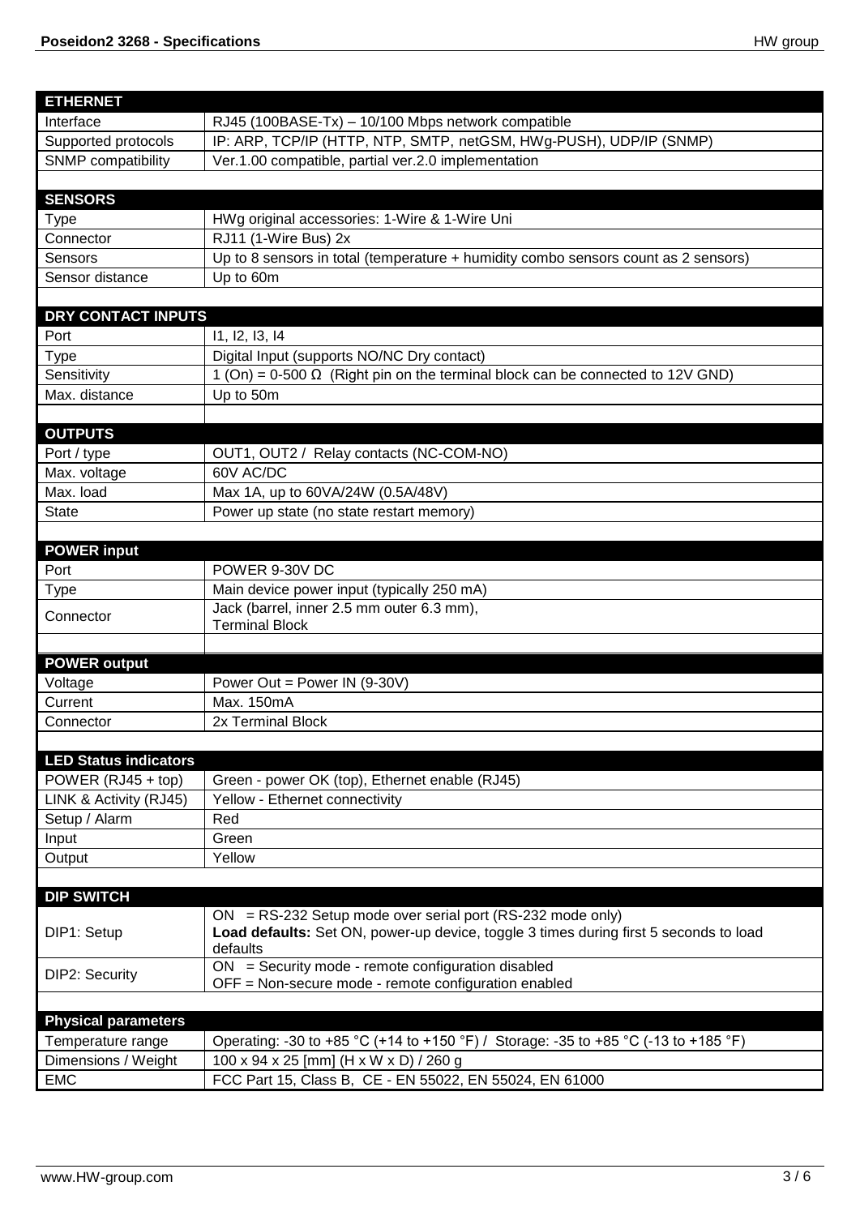| ETHERNET | |
|---|---|
| Interface | RJ45 (100BASE-Tx) – 10/100 Mbps network compatible |
| Supported protocols | IP: ARP, TCP/IP (HTTP, NTP, SMTP, netGSM, HWg-PUSH), UDP/IP (SNMP) |
| SNMP compatibility | Ver.1.00 compatible, partial ver.2.0 implementation |
| | |
| **SENSORS** | |
| Type | HWg original accessories: 1-Wire & 1-Wire Uni |
| Connector | RJ11 (1-Wire Bus) 2x |
| Sensors | Up to 8 sensors in total (temperature + humidity combo sensors count as 2 sensors) |
| Sensor distance | Up to 60m |
| | |
| **DRY CONTACT INPUTS** | |
| Port | I1, I2, I3, I4 |
| Type | Digital Input (supports NO/NC Dry contact) |
| Sensitivity | 1 (On) = 0-500 Ω (Right pin on the terminal block can be connected to 12V GND) |
| Max. distance | Up to 50m |
| | |
| **OUTPUTS** | |
| Port / type | OUT1, OUT2 / Relay contacts (NC-COM-NO) |
| Max. voltage | 60V AC/DC |
| Max. load | Max 1A, up to 60VA/24W (0.5A/48V) |
| State | Power up state (no state restart memory) |
| | |
| **POWER input** | |
| Port | POWER 9-30V DC |
| Type | Main device power input (typically 250 mA) |
| Connector | Jack (barrel, inner 2.5 mm outer 6.3 mm), Terminal Block |
| | |
| **POWER output** | |
| Voltage | Power Out = Power IN (9-30V) |
| Current | Max. 150mA |
| Connector | 2x Terminal Block |
| | |
| **LED Status indicators** | |
| POWER (RJ45 + top) | Green - power OK (top), Ethernet enable (RJ45) |
| LINK & Activity (RJ45) | Yellow - Ethernet connectivity |
| Setup / Alarm | Red |
| Input | Green |
| Output | Yellow |
| | |
| **DIP SWITCH** | |
| DIP1: Setup | ON = RS-232 Setup mode over serial port (RS-232 mode only)<br>**Load defaults:** Set ON, power-up device, toggle 3 times during first 5 seconds to load defaults |
| DIP2: Security | ON = Security mode - remote configuration disabled<br>OFF = Non-secure mode - remote configuration enabled |
| | |
| **Physical parameters** | |
| Temperature range | Operating: -30 to +85 °C (+14 to +150 °F) / Storage: -35 to +85 °C (-13 to +185 °F) |
| Dimensions / Weight | 100 x 94 x 25 [mm] (H x W x D) / 260 g |
| EMC | FCC Part 15, Class B, CE - EN 55022, EN 55024, EN 61000 |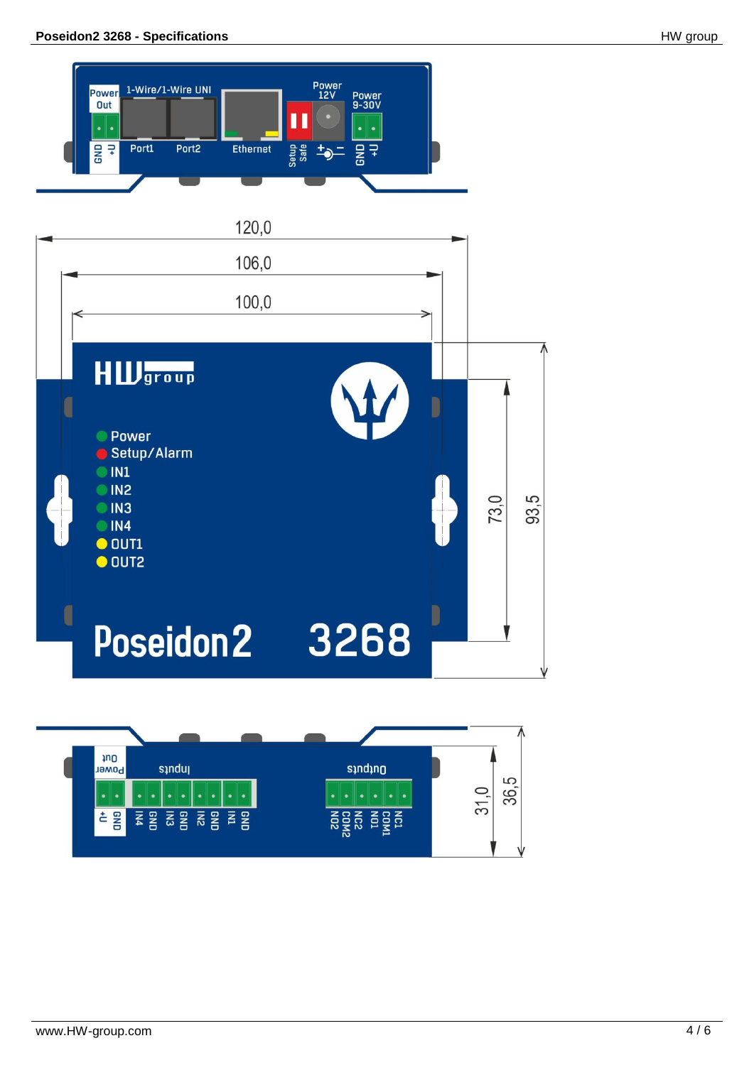Power Out | 1-Wire/1-Wire UNI | Power 12V | Power 9-30V

GND +U | Port1 | Port2 | Ethernet | Setup Safe | + − | GND +U

120,0

106,0

100,0

HW group

Power

Setup/Alarm

IN1

IN2

IN3

IN4

OUT1

OUT2

Poseidon2 3268

73,0

93,5

Power Out | Inputs | Outputs

+U GND | IN4 GND IN3 GND IN2 GND IN1 GND | NO2 COM2 NC2 NO1 COM1 NC1

31,0

36,5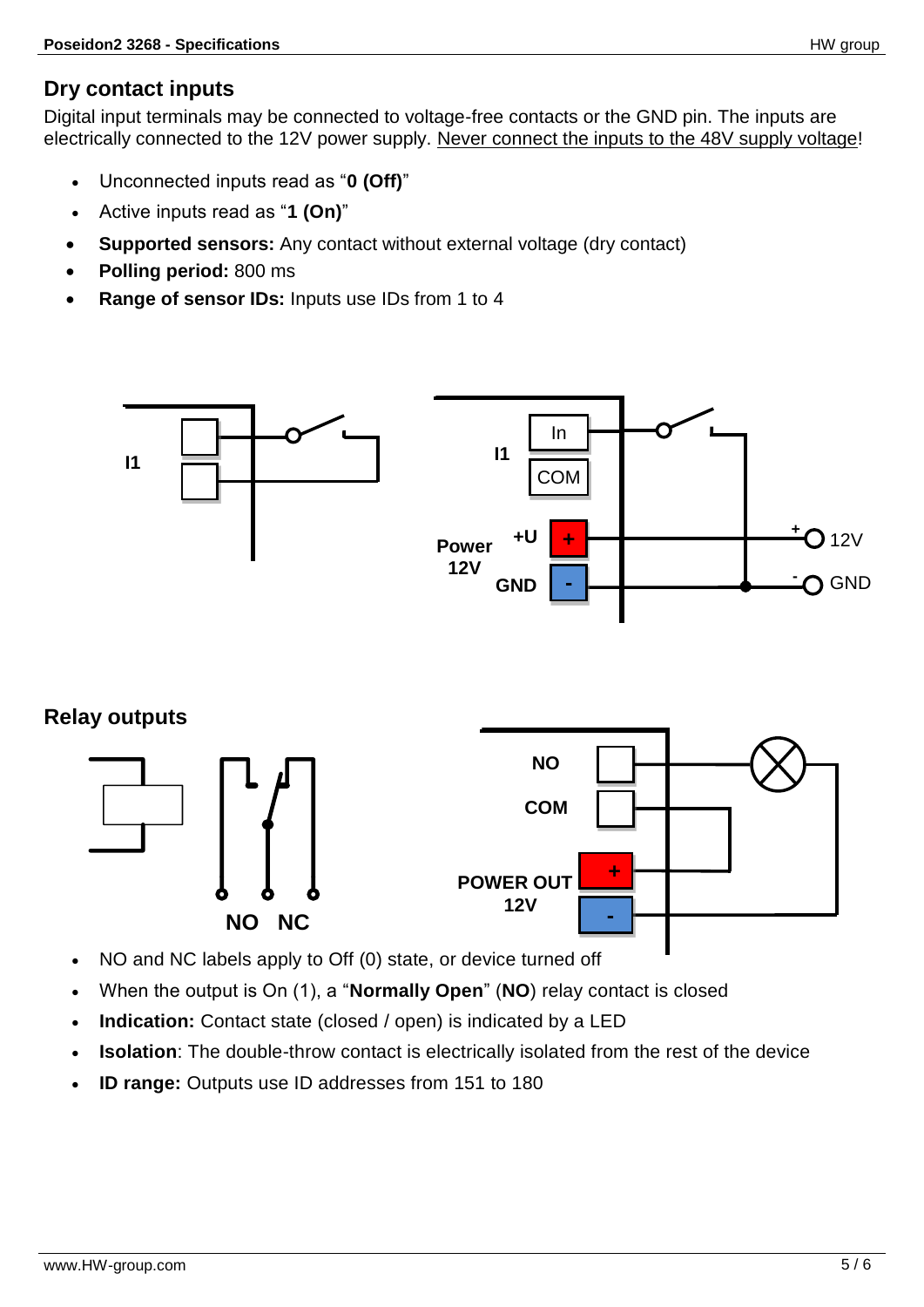## Dry contact inputs

Digital input terminals may be connected to voltage-free contacts or the GND pin. The inputs are electrically connected to the 12V power supply. Never connect the inputs to the 48V supply voltage!

- Unconnected inputs read as "**0 (Off)**"
- Active inputs read as "**1 (On)**"
- **Supported sensors:** Any contact without external voltage (dry contact)
- **Polling period:** 800 ms
- **Range of sensor IDs:** Inputs use IDs from 1 to 4

I1

I1
In
COM
Power 12V
+U
+
GND
-
+ 12V
- GND

## Relay outputs

NO NC

NO
COM
POWER OUT 12V
+
-

- NO and NC labels apply to Off (0) state, or device turned off
- When the output is On (1), a "**Normally Open**" (**NO**) relay contact is closed
- **Indication:** Contact state (closed / open) is indicated by a LED
- **Isolation**: The double-throw contact is electrically isolated from the rest of the device
- **ID range:** Outputs use ID addresses from 151 to 180